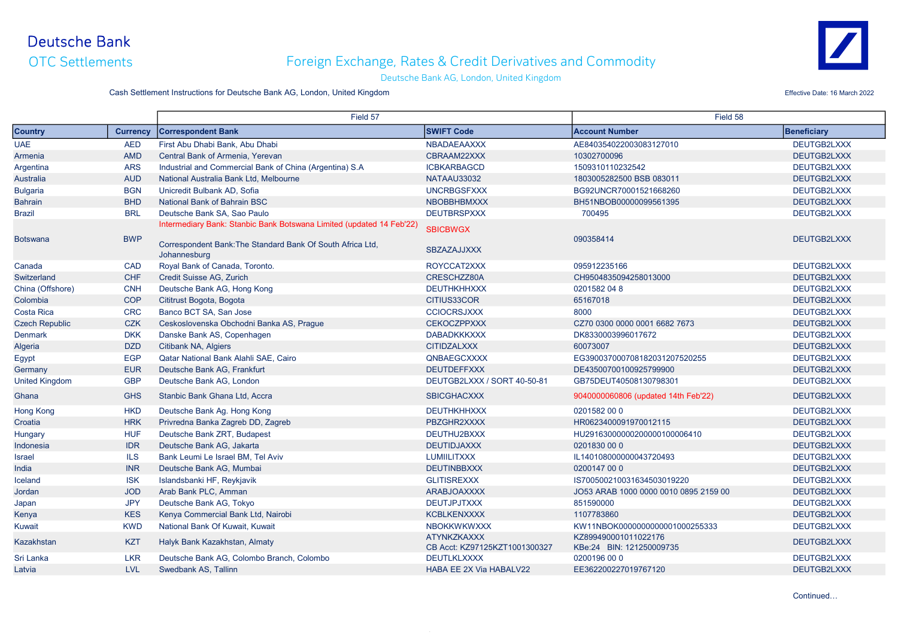# Deutsche Bank

## OTC Settlements

## Foreign Exchange, Rates & Credit Derivatives and Commodity

Deutsche Bank AG, London, United Kingdom

Cash Settlement Instructions for Deutsche Bank AG, London, United Kingdom

Effective Date: 16 March 2022

| | | Field 57 | | Field 58 | |
|---|---|---|---|---|---|
| **Country** | **Currency** | **Correspondent Bank** | **SWIFT Code** | **Account Number** | **Beneficiary** |
| UAE | AED | First Abu Dhabi Bank, Abu Dhabi | NBADAEAAXXX | AE840354022003083127010 | DEUTGB2LXXX |
| Armenia | AMD | Central Bank of Armenia, Yerevan | CBRAAM22XXX | 10302700096 | DEUTGB2LXXX |
| Argentina | ARS | Industrial and Commercial Bank of China (Argentina) S.A | ICBKARBAGCD | 1509310110232542 | DEUTGB2LXXX |
| Australia | AUD | National Australia Bank Ltd, Melbourne | NATAAU33032 | 1803005282500 BSB 083011 | DEUTGB2LXXX |
| Bulgaria | BGN | Unicredit Bulbank AD, Sofia | UNCRBGSFXXX | BG92UNCR70001521668260 | DEUTGB2LXXX |
| Bahrain | BHD | National Bank of Bahrain BSC | NBOBBHBMXXX | BH51NBOB00000099561395 | DEUTGB2LXXX |
| Brazil | BRL | Deutsche Bank SA, Sao Paulo | DEUTBRSPXXX | 700495 | DEUTGB2LXXX |
| Botswana | BWP | Intermediary Bank: Stanbic Bank Botswana Limited (updated 14 Feb'22)<br>Correspondent Bank:The Standard Bank Of South Africa Ltd, Johannesburg | SBICBWGX<br>SBZAZAJJXXX | 090358414 | DEUTGB2LXXX |
| Canada | CAD | Royal Bank of Canada, Toronto. | ROYCCAT2XXX | 095912235166 | DEUTGB2LXXX |
| Switzerland | CHF | Credit Suisse AG, Zurich | CRESCHZZ80A | CH9504835094258013000 | DEUTGB2LXXX |
| China (Offshore) | CNH | Deutsche Bank AG, Hong Kong | DEUTHKHHXXX | 0201582 04 8 | DEUTGB2LXXX |
| Colombia | COP | Cititrust Bogota, Bogota | CITIUS33COR | 65167018 | DEUTGB2LXXX |
| Costa Rica | CRC | Banco BCT SA, San Jose | CCIOCRSJXXX | 8000 | DEUTGB2LXXX |
| Czech Republic | CZK | Ceskoslovenska Obchodni Banka AS, Prague | CEKOCZPPXXX | CZ70 0300 0000 0001 6682 7673 | DEUTGB2LXXX |
| Denmark | DKK | Danske Bank AS, Copenhagen | DABADKKKXXX | DK8330003996017672 | DEUTGB2LXXX |
| Algeria | DZD | Citibank NA, Algiers | CITIDZALXXX | 60073007 | DEUTGB2LXXX |
| Egypt | EGP | Qatar National Bank Alahli SAE, Cairo | QNBAEGCXXXX | EG390037000708182031207520255 | DEUTGB2LXXX |
| Germany | EUR | Deutsche Bank AG, Frankfurt | DEUTDEFFXXX | DE43500700100925799900 | DEUTGB2LXXX |
| United Kingdom | GBP | Deutsche Bank AG, London | DEUTGB2LXXX / SORT 40-50-81 | GB75DEUT40508130798301 | DEUTGB2LXXX |
| Ghana | GHS | Stanbic Bank Ghana Ltd, Accra | SBICGHACXXX | 9040000060806 (updated 14th Feb'22) | DEUTGB2LXXX |
| Hong Kong | HKD | Deutsche Bank Ag. Hong Kong | DEUTHKHHXXX | 0201582 00 0 | DEUTGB2LXXX |
| Croatia | HRK | Privredna Banka Zagreb DD, Zagreb | PBZGHR2XXXX | HR0623400091970012115 | DEUTGB2LXXX |
| Hungary | HUF | Deutsche Bank ZRT, Budapest | DEUTHU2BXXX | HU29163000000200000100006410 | DEUTGB2LXXX |
| Indonesia | IDR | Deutsche Bank AG, Jakarta | DEUTIDJAXXX | 0201830 00 0 | DEUTGB2LXXX |
| Israel | ILS | Bank Leumi Le Israel BM, Tel Aviv | LUMIILITXXX | IL140108000000043720493 | DEUTGB2LXXX |
| India | INR | Deutsche Bank AG, Mumbai | DEUTINBBXXX | 0200147 00 0 | DEUTGB2LXXX |
| Iceland | ISK | Islandsbanki HF, Reykjavik | GLITISREXXX | IS700500210031634503019220 | DEUTGB2LXXX |
| Jordan | JOD | Arab Bank PLC, Amman | ARABJOAXXXX | JO53 ARAB 1000 0000 0010 0895 2159 00 | DEUTGB2LXXX |
| Japan | JPY | Deutsche Bank AG, Tokyo | DEUTJPJTXXX | 851590000 | DEUTGB2LXXX |
| Kenya | KES | Kenya Commercial Bank Ltd, Nairobi | KCBLKENXXXX | 1107783860 | DEUTGB2LXXX |
| Kuwait | KWD | National Bank Of Kuwait, Kuwait | NBOKKWKWXXX | KW11NBOK0000000000001000255333 | DEUTGB2LXXX |
| Kazakhstan | KZT | Halyk Bank Kazakhstan, Almaty | ATYNKZKAXXX<br>CB Acct: KZ97125KZT1001300327 | KZ899490001011022176<br>KBe:24 BIN: 121250009735 | DEUTGB2LXXX |
| Sri Lanka | LKR | Deutsche Bank AG, Colombo Branch, Colombo | DEUTLKLXXXX | 0200196 00 0 | DEUTGB2LXXX |
| Latvia | LVL | Swedbank AS, Tallinn | HABA EE 2X Via HABALV22 | EE362200227019767120 | DEUTGB2LXXX |

Continued…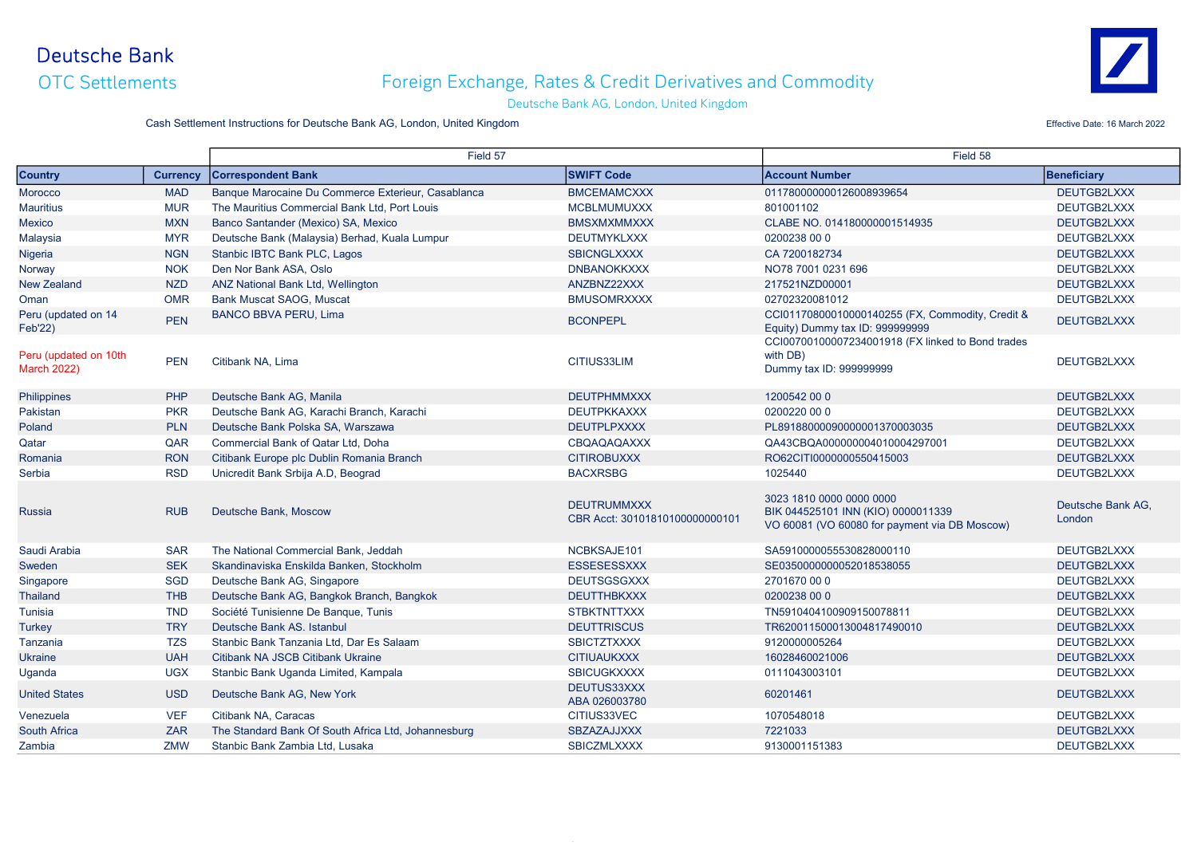# Deutsche Bank

## OTC Settlements

## Foreign Exchange, Rates & Credit Derivatives and Commodity

Deutsche Bank AG, London, United Kingdom

Cash Settlement Instructions for Deutsche Bank AG, London, United Kingdom

Effective Date: 16 March 2022

| | | Field 57 | | Field 58 | |
|---|---|---|---|---|---|
| **Country** | **Currency** | **Correspondent Bank** | **SWIFT Code** | **Account Number** | **Beneficiary** |
| Morocco | MAD | Banque Marocaine Du Commerce Exterieur, Casablanca | BMCEMAMCXXX | 011780000000126008939654 | DEUTGB2LXXX |
| Mauritius | MUR | The Mauritius Commercial Bank Ltd, Port Louis | MCBLMUMUXXX | 801001102 | DEUTGB2LXXX |
| Mexico | MXN | Banco Santander (Mexico) SA, Mexico | BMSXMXMMXXX | CLABE NO. 014180000001514935 | DEUTGB2LXXX |
| Malaysia | MYR | Deutsche Bank (Malaysia) Berhad, Kuala Lumpur | DEUTMYKLXXX | 0200238 00 0 | DEUTGB2LXXX |
| Nigeria | NGN | Stanbic IBTC Bank PLC, Lagos | SBICNGLXXXX | CA 7200182734 | DEUTGB2LXXX |
| Norway | NOK | Den Nor Bank ASA, Oslo | DNBANOKKXXX | NO78 7001 0231 696 | DEUTGB2LXXX |
| New Zealand | NZD | ANZ National Bank Ltd, Wellington | ANZBNZ22XXX | 217521NZD00001 | DEUTGB2LXXX |
| Oman | OMR | Bank Muscat SAOG, Muscat | BMUSOMRXXXX | 02702320081012 | DEUTGB2LXXX |
| Peru (updated on 14 Feb'22) | PEN | BANCO BBVA PERU, Lima | BCONPEPL | CCI01170800010000140255 (FX, Commodity, Credit & Equity) Dummy tax ID: 999999999 | DEUTGB2LXXX |
| Peru (updated on 10th March 2022) | PEN | Citibank NA, Lima | CITIUS33LIM | CCI00700100007234001918 (FX linked to Bond trades with DB) Dummy tax ID: 999999999 | DEUTGB2LXXX |
| Philippines | PHP | Deutsche Bank AG, Manila | DEUTPHMMXXX | 1200542 00 0 | DEUTGB2LXXX |
| Pakistan | PKR | Deutsche Bank AG, Karachi Branch, Karachi | DEUTPKKAXXX | 0200220 00 0 | DEUTGB2LXXX |
| Poland | PLN | Deutsche Bank Polska SA, Warszawa | DEUTPLPXXXX | PL89188000090000001370003035 | DEUTGB2LXXX |
| Qatar | QAR | Commercial Bank of Qatar Ltd, Doha | CBQAQAQAXXX | QA43CBQA000000004010004297001 | DEUTGB2LXXX |
| Romania | RON | Citibank Europe plc Dublin Romania Branch | CITIROBUXXX | RO62CITI0000000550415003 | DEUTGB2LXXX |
| Serbia | RSD | Unicredit Bank Srbija A.D, Beograd | BACXRSBG | 1025440 | DEUTGB2LXXX |
| Russia | RUB | Deutsche Bank, Moscow | DEUTRUMMXXX CBR Acct: 30101810100000000101 | 3023 1810 0000 0000 0000 BIK 044525101 INN (KIO) 0000011339 VO 60081 (VO 60080 for payment via DB Moscow) | Deutsche Bank AG, London |
| Saudi Arabia | SAR | The National Commercial Bank, Jeddah | NCBKSAJE101 | SA5910000055530828000110 | DEUTGB2LXXX |
| Sweden | SEK | Skandinaviska Enskilda Banken, Stockholm | ESSESESSXXX | SE0350000000052018538055 | DEUTGB2LXXX |
| Singapore | SGD | Deutsche Bank AG, Singapore | DEUTSGSGXXX | 2701670 00 0 | DEUTGB2LXXX |
| Thailand | THB | Deutsche Bank AG, Bangkok Branch, Bangkok | DEUTTHBKXXX | 0200238 00 0 | DEUTGB2LXXX |
| Tunisia | TND | Société Tunisienne De Banque, Tunis | STBKTNTTXXX | TN5910404100909150078811 | DEUTGB2LXXX |
| Turkey | TRY | Deutsche Bank AS. Istanbul | DEUTTRISCUS | TR620011500013004817490010 | DEUTGB2LXXX |
| Tanzania | TZS | Stanbic Bank Tanzania Ltd, Dar Es Salaam | SBICTZTXXXX | 9120000005264 | DEUTGB2LXXX |
| Ukraine | UAH | Citibank NA JSCB Citibank Ukraine | CITIUAUKXXX | 16028460021006 | DEUTGB2LXXX |
| Uganda | UGX | Stanbic Bank Uganda Limited, Kampala | SBICUGKXXXX | 0111043003101 | DEUTGB2LXXX |
| United States | USD | Deutsche Bank AG, New York | DEUTUS33XXX ABA 026003780 | 60201461 | DEUTGB2LXXX |
| Venezuela | VEF | Citibank NA, Caracas | CITIUS33VEC | 1070548018 | DEUTGB2LXXX |
| South Africa | ZAR | The Standard Bank Of South Africa Ltd, Johannesburg | SBZAZAJJXXX | 7221033 | DEUTGB2LXXX |
| Zambia | ZMW | Stanbic Bank Zambia Ltd, Lusaka | SBICZMLXXXX | 9130001151383 | DEUTGB2LXXX |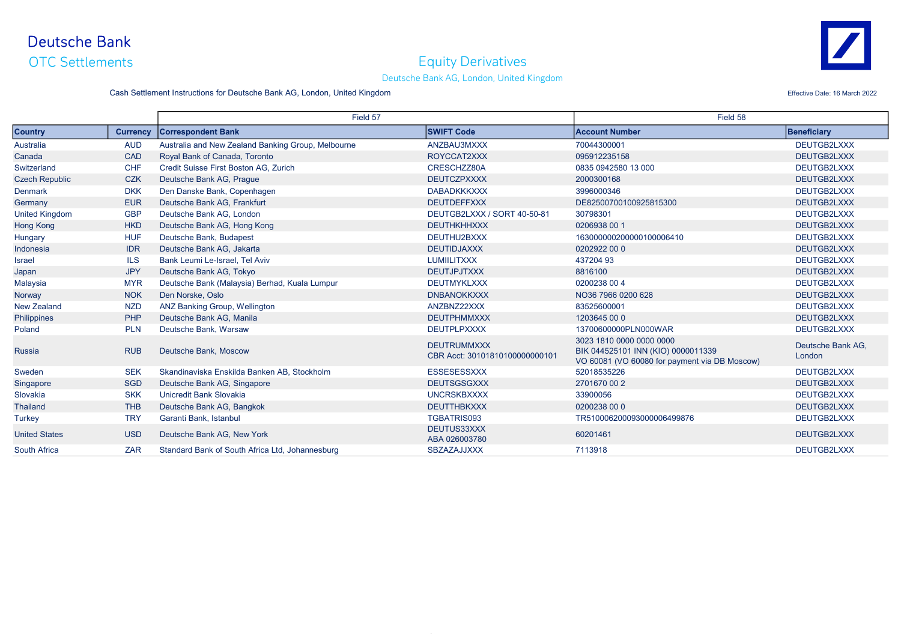# Deutsche Bank

## OTC Settlements

## Equity Derivatives

Deutsche Bank AG, London, United Kingdom

Cash Settlement Instructions for Deutsche Bank AG, London, United Kingdom

Effective Date: 16 March 2022

| | | Field 57 | | Field 58 | |
|---|---|---|---|---|---|
| **Country** | **Currency** | **Correspondent Bank** | **SWIFT Code** | **Account Number** | **Beneficiary** |
| Australia | AUD | Australia and New Zealand Banking Group, Melbourne | ANZBAU3MXXX | 70044300001 | DEUTGB2LXXX |
| Canada | CAD | Royal Bank of Canada, Toronto | ROYCCAT2XXX | 095912235158 | DEUTGB2LXXX |
| Switzerland | CHF | Credit Suisse First Boston AG, Zurich | CRESCHZZ80A | 0835 0942580 13 000 | DEUTGB2LXXX |
| Czech Republic | CZK | Deutsche Bank AG, Prague | DEUTCZPXXXX | 2000300168 | DEUTGB2LXXX |
| Denmark | DKK | Den Danske Bank, Copenhagen | DABADKKKXXX | 3996000346 | DEUTGB2LXXX |
| Germany | EUR | Deutsche Bank AG, Frankfurt | DEUTDEFFXXX | DE82500700100925815300 | DEUTGB2LXXX |
| United Kingdom | GBP | Deutsche Bank AG, London | DEUTGB2LXXX / SORT 40-50-81 | 30798301 | DEUTGB2LXXX |
| Hong Kong | HKD | Deutsche Bank AG, Hong Kong | DEUTHKHHXXX | 0206938 00 1 | DEUTGB2LXXX |
| Hungary | HUF | Deutsche Bank, Budapest | DEUTHU2BXXX | 163000000200000100006410 | DEUTGB2LXXX |
| Indonesia | IDR | Deutsche Bank AG, Jakarta | DEUTIDJAXXX | 0202922 00 0 | DEUTGB2LXXX |
| Israel | ILS | Bank Leumi Le-Israel, Tel Aviv | LUMIILITXXX | 437204 93 | DEUTGB2LXXX |
| Japan | JPY | Deutsche Bank AG, Tokyo | DEUTJPJTXXX | 8816100 | DEUTGB2LXXX |
| Malaysia | MYR | Deutsche Bank (Malaysia) Berhad, Kuala Lumpur | DEUTMYKLXXX | 0200238 00 4 | DEUTGB2LXXX |
| Norway | NOK | Den Norske, Oslo | DNBANOKKXXX | NO36 7966 0200 628 | DEUTGB2LXXX |
| New Zealand | NZD | ANZ Banking Group, Wellington | ANZBNZ22XXX | 83525600001 | DEUTGB2LXXX |
| Philippines | PHP | Deutsche Bank AG, Manila | DEUTPHMMXXX | 1203645 00 0 | DEUTGB2LXXX |
| Poland | PLN | Deutsche Bank, Warsaw | DEUTPLPXXXX | 13700600000PLN000WAR | DEUTGB2LXXX |
| Russia | RUB | Deutsche Bank, Moscow | DEUTRUMMXXX CBR Acct: 30101810100000000101 | 3023 1810 0000 0000 0000 BIK 044525101 INN (KIO) 0000011339 VO 60081 (VO 60080 for payment via DB Moscow) | Deutsche Bank AG, London |
| Sweden | SEK | Skandinaviska Enskilda Banken AB, Stockholm | ESSESESSXXX | 52018535226 | DEUTGB2LXXX |
| Singapore | SGD | Deutsche Bank AG, Singapore | DEUTSGSGXXX | 2701670 00 2 | DEUTGB2LXXX |
| Slovakia | SKK | Unicredit Bank Slovakia | UNCRSKBXXXX | 33900056 | DEUTGB2LXXX |
| Thailand | THB | Deutsche Bank AG, Bangkok | DEUTTHBKXXX | 0200238 00 0 | DEUTGB2LXXX |
| Turkey | TRY | Garanti Bank, Istanbul | TGBATRIS093 | TR510006200093000006499876 | DEUTGB2LXXX |
| United States | USD | Deutsche Bank AG, New York | DEUTUS33XXX ABA 026003780 | 60201461 | DEUTGB2LXXX |
| South Africa | ZAR | Standard Bank of South Africa Ltd, Johannesburg | SBZAZAJJXXX | 7113918 | DEUTGB2LXXX |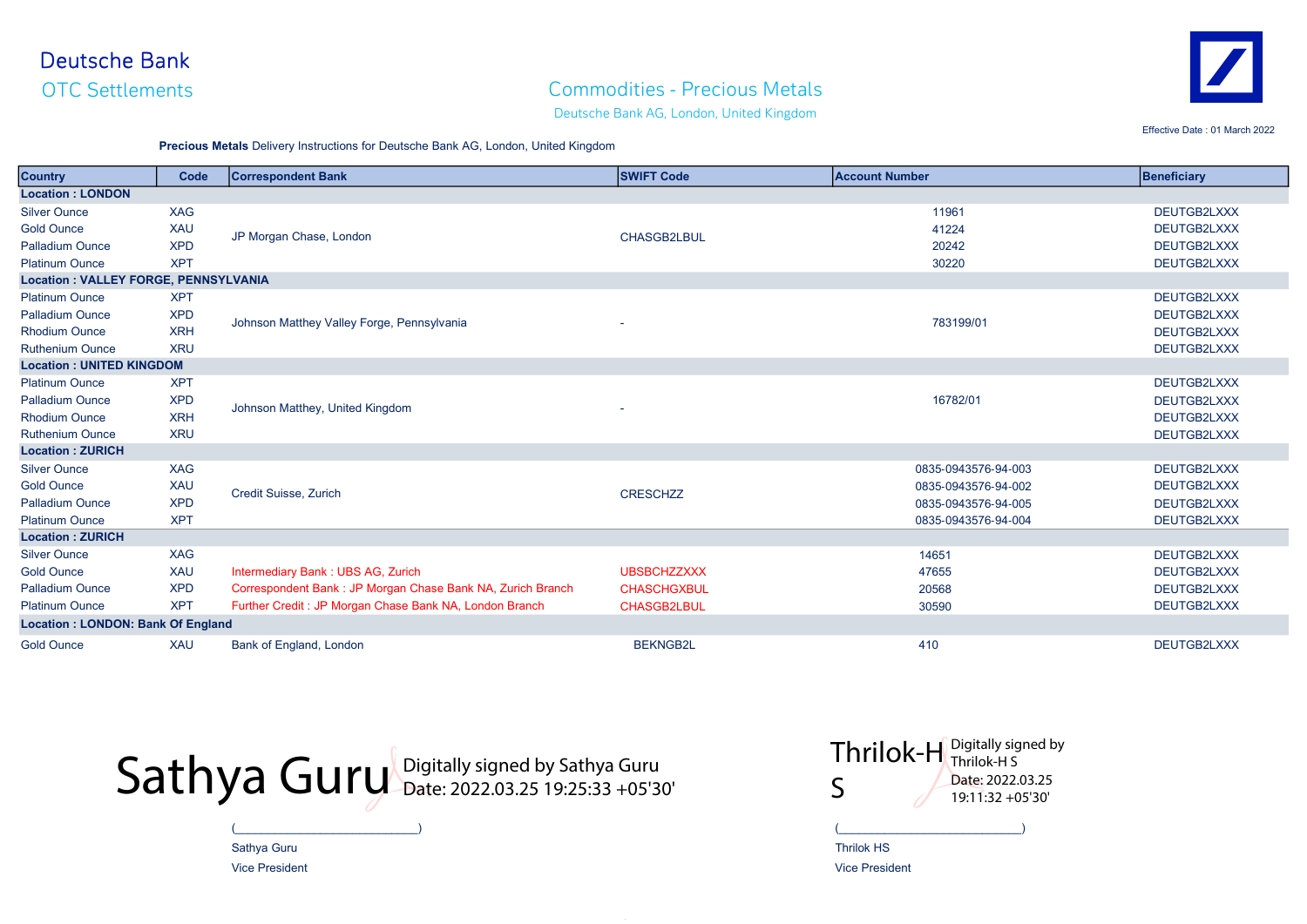Deutsche Bank

OTC Settlements

## Commodities - Precious Metals

Deutsche Bank AG, London, United Kingdom

Effective Date : 01 March 2022

**Precious Metals** Delivery Instructions for Deutsche Bank AG, London, United Kingdom

| Country | Code | Correspondent Bank | SWIFT Code | Account Number | Beneficiary |
|---|---|---|---|---|---|
| **Location : LONDON** | | | | | |
| Silver Ounce | XAG | JP Morgan Chase, London | CHASGB2LBUL | 11961 | DEUTGB2LXXX |
| Gold Ounce | XAU | | | 41224 | DEUTGB2LXXX |
| Palladium Ounce | XPD | | | 20242 | DEUTGB2LXXX |
| Platinum Ounce | XPT | | | 30220 | DEUTGB2LXXX |
| **Location : VALLEY FORGE, PENNSYLVANIA** | | | | | |
| Platinum Ounce | XPT | Johnson Matthey Valley Forge, Pennsylvania | - | 783199/01 | DEUTGB2LXXX |
| Palladium Ounce | XPD | | | | DEUTGB2LXXX |
| Rhodium Ounce | XRH | | | | DEUTGB2LXXX |
| Ruthenium Ounce | XRU | | | | DEUTGB2LXXX |
| **Location : UNITED KINGDOM** | | | | | |
| Platinum Ounce | XPT | Johnson Matthey, United Kingdom | - | 16782/01 | DEUTGB2LXXX |
| Palladium Ounce | XPD | | | | DEUTGB2LXXX |
| Rhodium Ounce | XRH | | | | DEUTGB2LXXX |
| Ruthenium Ounce | XRU | | | | DEUTGB2LXXX |
| **Location : ZURICH** | | | | | |
| Silver Ounce | XAG | Credit Suisse, Zurich | CRESCHZZ | 0835-0943576-94-003 | DEUTGB2LXXX |
| Gold Ounce | XAU | | | 0835-0943576-94-002 | DEUTGB2LXXX |
| Palladium Ounce | XPD | | | 0835-0943576-94-005 | DEUTGB2LXXX |
| Platinum Ounce | XPT | | | 0835-0943576-94-004 | DEUTGB2LXXX |
| **Location : ZURICH** | | | | | |
| Silver Ounce | XAG | | | 14651 | DEUTGB2LXXX |
| Gold Ounce | XAU | Intermediary Bank : UBS AG, Zurich | UBSBCHZZXXX | 47655 | DEUTGB2LXXX |
| Palladium Ounce | XPD | Correspondent Bank : JP Morgan Chase Bank NA, Zurich Branch | CHASCHGXBUL | 20568 | DEUTGB2LXXX |
| Platinum Ounce | XPT | Further Credit : JP Morgan Chase Bank NA, London Branch | CHASGB2LBUL | 30590 | DEUTGB2LXXX |
| **Location : LONDON: Bank Of England** | | | | | |
| Gold Ounce | XAU | Bank of England, London | BEKNGB2L | 410 | DEUTGB2LXXX |

Sathya Guru — Digitally signed by Sathya Guru
Date: 2022.03.25 19:25:33 +05'30'

(\_\_\_\_\_\_\_\_\_\_\_\_\_\_\_\_\_\_\_\_\_\_\_\_)

Sathya Guru

Vice President

Thrilok-H S — Digitally signed by Thrilok-H S
Date: 2022.03.25 19:11:32 +05'30'

(\_\_\_\_\_\_\_\_\_\_\_\_\_\_\_\_\_\_\_\_\_\_\_\_)

Thrilok HS

Vice President